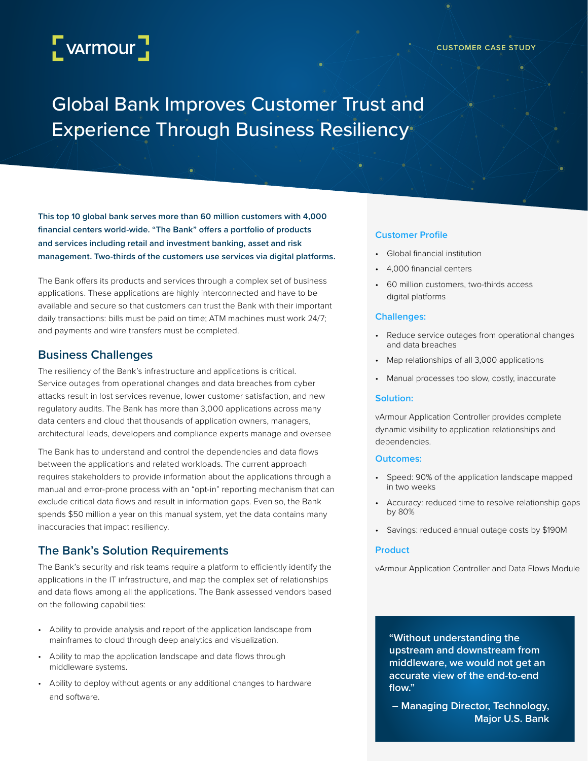vArmour

CUSTOMER CASE STUDY

# Global Bank Improves Customer Trust and Experience Through Business Resiliency

**This top 10 global bank serves more than 60 million customers with 4,000 financial centers world-wide. "The Bank" offers a portfolio of products and services including retail and investment banking, asset and risk management. Two-thirds of the customers use services via digital platforms.**

The Bank offers its products and services through a complex set of business applications. These applications are highly interconnected and have to be available and secure so that customers can trust the Bank with their important daily transactions: bills must be paid on time; ATM machines must work 24/7; and payments and wire transfers must be completed.

## Business Challenges

The resiliency of the Bank's infrastructure and applications is critical. Service outages from operational changes and data breaches from cyber attacks result in lost services revenue, lower customer satisfaction, and new regulatory audits. The Bank has more than 3,000 applications across many data centers and cloud that thousands of application owners, managers, architectural leads, developers and compliance experts manage and oversee

The Bank has to understand and control the dependencies and data flows between the applications and related workloads. The current approach requires stakeholders to provide information about the applications through a manual and error-prone process with an "opt-in" reporting mechanism that can exclude critical data flows and result in information gaps. Even so, the Bank spends $50 million a year on this manual system, yet the data contains many inaccuracies that impact resiliency.

## The Bank's Solution Requirements

The Bank's security and risk teams require a platform to efficiently identify the applications in the IT infrastructure, and map the complex set of relationships and data flows among all the applications. The Bank assessed vendors based on the following capabilities:

- Ability to provide analysis and report of the application landscape from mainframes to cloud through deep analytics and visualization.
- Ability to map the application landscape and data flows through middleware systems.
- Ability to deploy without agents or any additional changes to hardware and software.

### Customer Profile

- Global financial institution
- 4,000 financial centers
- 60 million customers, two-thirds access digital platforms

### Challenges:

- Reduce service outages from operational changes and data breaches
- Map relationships of all 3,000 applications
- Manual processes too slow, costly, inaccurate

### Solution:

vArmour Application Controller provides complete dynamic visibility to application relationships and dependencies.

### Outcomes:

- Speed: 90% of the application landscape mapped in two weeks
- Accuracy: reduced time to resolve relationship gaps by 80%
- Savings: reduced annual outage costs by $190M

### Product

vArmour Application Controller and Data Flows Module

> **"Without understanding the upstream and downstream from middleware, we would not get an accurate view of the end-to-end flow."**
>
> **– Managing Director, Technology, Major U.S. Bank**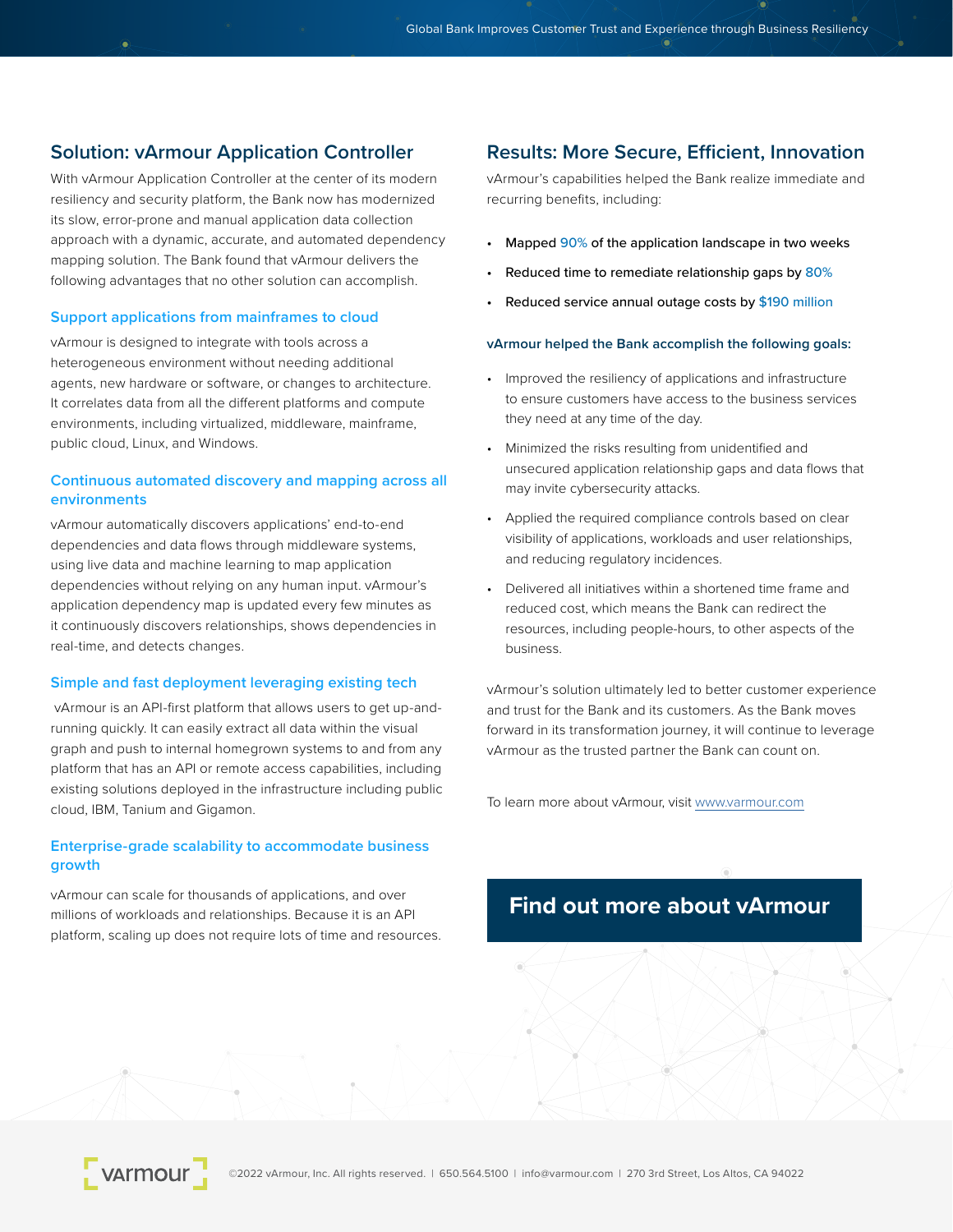## Solution: vArmour Application Controller

With vArmour Application Controller at the center of its modern resiliency and security platform, the Bank now has modernized its slow, error-prone and manual application data collection approach with a dynamic, accurate, and automated dependency mapping solution. The Bank found that vArmour delivers the following advantages that no other solution can accomplish.

### Support applications from mainframes to cloud

vArmour is designed to integrate with tools across a heterogeneous environment without needing additional agents, new hardware or software, or changes to architecture. It correlates data from all the different platforms and compute environments, including virtualized, middleware, mainframe, public cloud, Linux, and Windows.

### Continuous automated discovery and mapping across all environments

vArmour automatically discovers applications' end-to-end dependencies and data flows through middleware systems, using live data and machine learning to map application dependencies without relying on any human input. vArmour's application dependency map is updated every few minutes as it continuously discovers relationships, shows dependencies in real-time, and detects changes.

### Simple and fast deployment leveraging existing tech

vArmour is an API-first platform that allows users to get up-and-running quickly. It can easily extract all data within the visual graph and push to internal homegrown systems to and from any platform that has an API or remote access capabilities, including existing solutions deployed in the infrastructure including public cloud, IBM, Tanium and Gigamon.

### Enterprise-grade scalability to accommodate business growth

vArmour can scale for thousands of applications, and over millions of workloads and relationships. Because it is an API platform, scaling up does not require lots of time and resources.

## Results: More Secure, Efficient, Innovation

vArmour's capabilities helped the Bank realize immediate and recurring benefits, including:

- Mapped 90% of the application landscape in two weeks
- Reduced time to remediate relationship gaps by 80%
- Reduced service annual outage costs by $190 million

### vArmour helped the Bank accomplish the following goals:

- Improved the resiliency of applications and infrastructure to ensure customers have access to the business services they need at any time of the day.
- Minimized the risks resulting from unidentified and unsecured application relationship gaps and data flows that may invite cybersecurity attacks.
- Applied the required compliance controls based on clear visibility of applications, workloads and user relationships, and reducing regulatory incidences.
- Delivered all initiatives within a shortened time frame and reduced cost, which means the Bank can redirect the resources, including people-hours, to other aspects of the business.

vArmour's solution ultimately led to better customer experience and trust for the Bank and its customers. As the Bank moves forward in its transformation journey, it will continue to leverage vArmour as the trusted partner the Bank can count on.

To learn more about vArmour, visit www.varmour.com

**Find out more about vArmour**

vArmour

©2022 vArmour, Inc. All rights reserved. | 650.564.5100 | info@varmour.com | 270 3rd Street, Los Altos, CA 94022